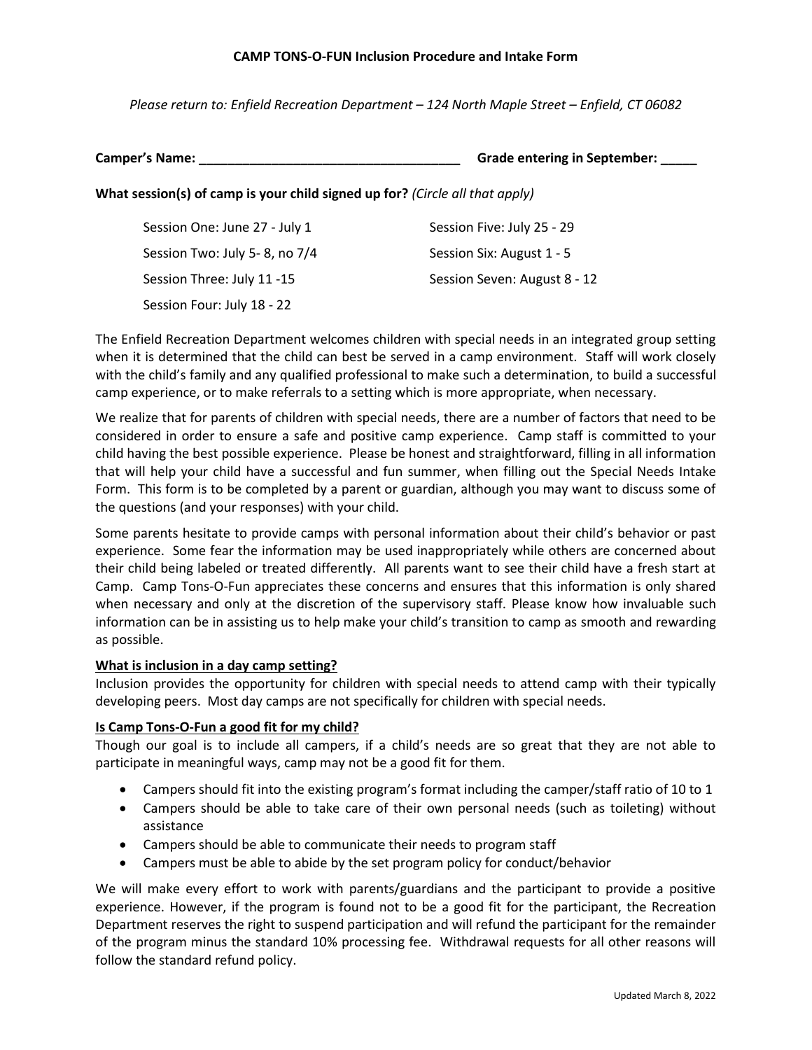**CAMP TONS-O-FUN Inclusion Procedure and Intake Form**

*Please return to: Enfield Recreation Department – 124 North Maple Street – Enfield, CT 06082*

**Camper's Name: ___________________________________ Grade entering in September: _____**

**What session(s) of camp is your child signed up for?** *(Circle all that apply)*

Session One: June 27 - July 1

Session Two: July 5- 8, no 7/4

Session Three: July 11 -15

Session Four: July 18 - 22

Session Five: July 25 - 29

Session Six: August 1 - 5

Session Seven: August 8 - 12

The Enfield Recreation Department welcomes children with special needs in an integrated group setting when it is determined that the child can best be served in a camp environment. Staff will work closely with the child's family and any qualified professional to make such a determination, to build a successful camp experience, or to make referrals to a setting which is more appropriate, when necessary.

We realize that for parents of children with special needs, there are a number of factors that need to be considered in order to ensure a safe and positive camp experience. Camp staff is committed to your child having the best possible experience. Please be honest and straightforward, filling in all information that will help your child have a successful and fun summer, when filling out the Special Needs Intake Form. This form is to be completed by a parent or guardian, although you may want to discuss some of the questions (and your responses) with your child.

Some parents hesitate to provide camps with personal information about their child's behavior or past experience. Some fear the information may be used inappropriately while others are concerned about their child being labeled or treated differently. All parents want to see their child have a fresh start at Camp. Camp Tons-O-Fun appreciates these concerns and ensures that this information is only shared when necessary and only at the discretion of the supervisory staff. Please know how invaluable such information can be in assisting us to help make your child's transition to camp as smooth and rewarding as possible.

**What is inclusion in a day camp setting?**

Inclusion provides the opportunity for children with special needs to attend camp with their typically developing peers. Most day camps are not specifically for children with special needs.

**Is Camp Tons-O-Fun a good fit for my child?**

Though our goal is to include all campers, if a child's needs are so great that they are not able to participate in meaningful ways, camp may not be a good fit for them.

- Campers should fit into the existing program's format including the camper/staff ratio of 10 to 1
- Campers should be able to take care of their own personal needs (such as toileting) without assistance
- Campers should be able to communicate their needs to program staff
- Campers must be able to abide by the set program policy for conduct/behavior

We will make every effort to work with parents/guardians and the participant to provide a positive experience. However, if the program is found not to be a good fit for the participant, the Recreation Department reserves the right to suspend participation and will refund the participant for the remainder of the program minus the standard 10% processing fee. Withdrawal requests for all other reasons will follow the standard refund policy.

Updated March 8, 2022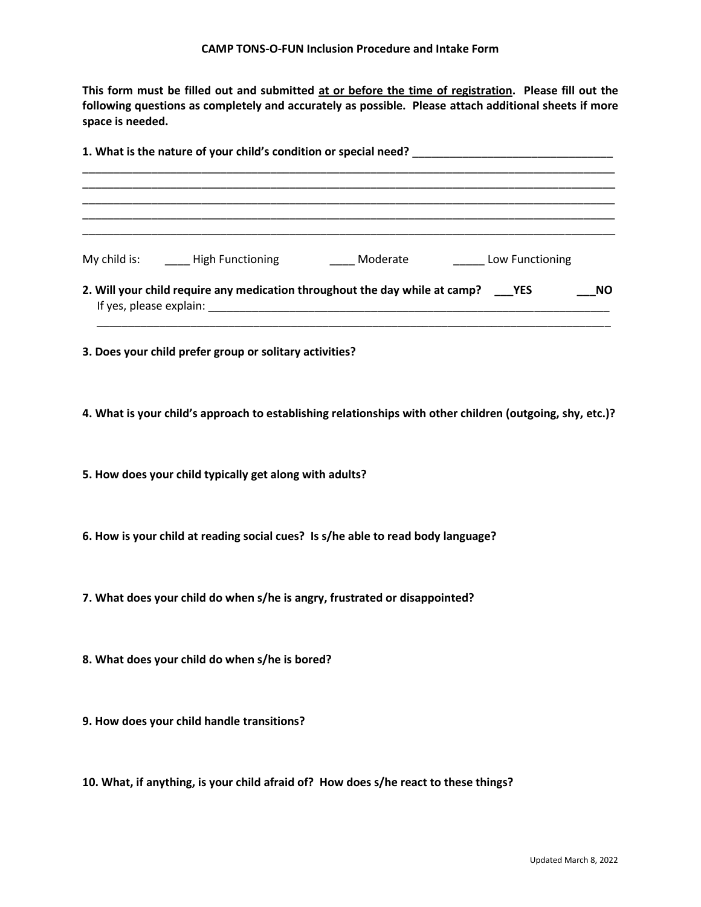**CAMP TONS-O-FUN Inclusion Procedure and Intake Form**

**This form must be filled out and submitted <u>at or before the time of registration</u>. Please fill out the following questions as completely and accurately as possible. Please attach additional sheets if more space is needed.**

**1. What is the nature of your child's condition or special need?** ________________________________
__________________________________________________________________________________________
__________________________________________________________________________________________
__________________________________________________________________________________________
__________________________________________________________________________________________
__________________________________________________________________________________________

My child is: ____ High Functioning ____ Moderate _____ Low Functioning

**2. Will your child require any medication throughout the day while at camp? ___YES ___NO**
If yes, please explain: ____________________________________________________________________
__________________________________________________________________________________________

**3. Does your child prefer group or solitary activities?**

**4. What is your child's approach to establishing relationships with other children (outgoing, shy, etc.)?**

**5. How does your child typically get along with adults?**

**6. How is your child at reading social cues? Is s/he able to read body language?**

**7. What does your child do when s/he is angry, frustrated or disappointed?**

**8. What does your child do when s/he is bored?**

**9. How does your child handle transitions?**

**10. What, if anything, is your child afraid of? How does s/he react to these things?**

Updated March 8, 2022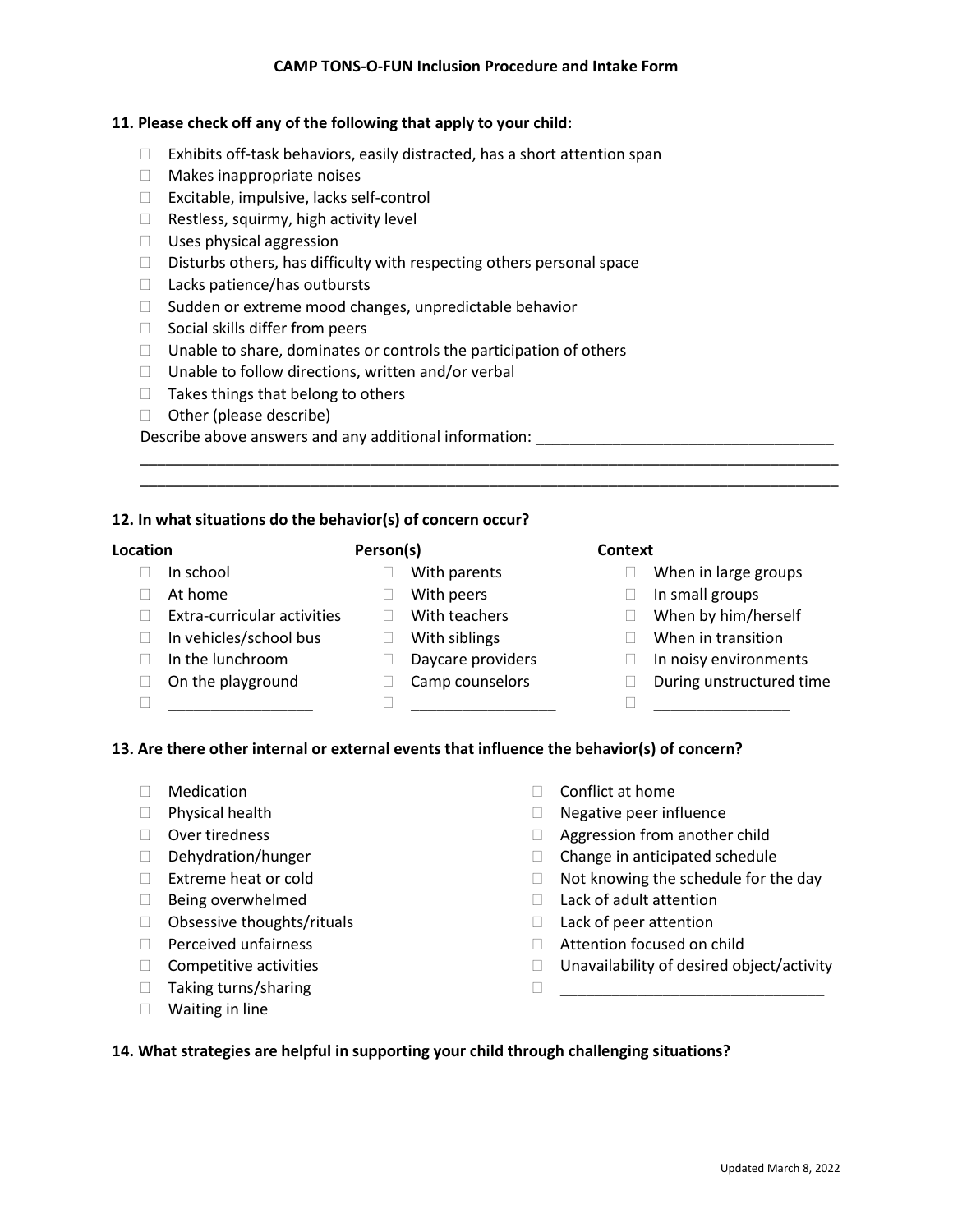**CAMP TONS-O-FUN Inclusion Procedure and Intake Form**

**11. Please check off any of the following that apply to your child:**

- ☐ Exhibits off-task behaviors, easily distracted, has a short attention span
- ☐ Makes inappropriate noises
- ☐ Excitable, impulsive, lacks self-control
- ☐ Restless, squirmy, high activity level
- ☐ Uses physical aggression
- ☐ Disturbs others, has difficulty with respecting others personal space
- ☐ Lacks patience/has outbursts
- ☐ Sudden or extreme mood changes, unpredictable behavior
- ☐ Social skills differ from peers
- ☐ Unable to share, dominates or controls the participation of others
- ☐ Unable to follow directions, written and/or verbal
- ☐ Takes things that belong to others
- ☐ Other (please describe)

Describe above answers and any additional information: ___________________________________
_________________________________________________________________________________
_________________________________________________________________________________

**12. In what situations do the behavior(s) of concern occur?**

| **Location** | **Person(s)** | **Context** |
|---|---|---|
| ☐ In school | ☐ With parents | ☐ When in large groups |
| ☐ At home | ☐ With peers | ☐ In small groups |
| ☐ Extra-curricular activities | ☐ With teachers | ☐ When by him/herself |
| ☐ In vehicles/school bus | ☐ With siblings | ☐ When in transition |
| ☐ In the lunchroom | ☐ Daycare providers | ☐ In noisy environments |
| ☐ On the playground | ☐ Camp counselors | ☐ During unstructured time |
| ☐ _________________ | ☐ _________________ | ☐ ________________ |

**13. Are there other internal or external events that influence the behavior(s) of concern?**

- ☐ Medication
- ☐ Physical health
- ☐ Over tiredness
- ☐ Dehydration/hunger
- ☐ Extreme heat or cold
- ☐ Being overwhelmed
- ☐ Obsessive thoughts/rituals
- ☐ Perceived unfairness
- ☐ Competitive activities
- ☐ Taking turns/sharing
- ☐ Waiting in line
- ☐ Conflict at home
- ☐ Negative peer influence
- ☐ Aggression from another child
- ☐ Change in anticipated schedule
- ☐ Not knowing the schedule for the day
- ☐ Lack of adult attention
- ☐ Lack of peer attention
- ☐ Attention focused on child
- ☐ Unavailability of desired object/activity
- ☐ _______________________________

**14. What strategies are helpful in supporting your child through challenging situations?**

Updated March 8, 2022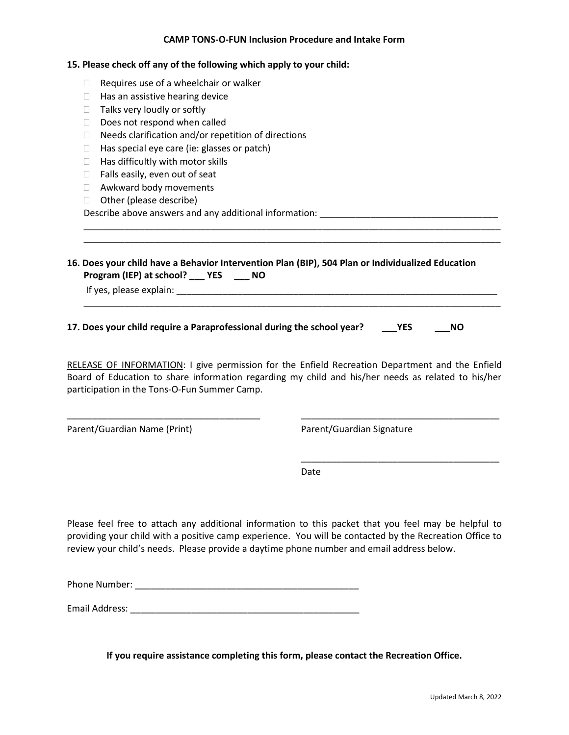**CAMP TONS-O-FUN Inclusion Procedure and Intake Form**

**15. Please check off any of the following which apply to your child:**

- ☐ Requires use of a wheelchair or walker
- ☐ Has an assistive hearing device
- ☐ Talks very loudly or softly
- ☐ Does not respond when called
- ☐ Needs clarification and/or repetition of directions
- ☐ Has special eye care (ie: glasses or patch)
- ☐ Has difficultly with motor skills
- ☐ Falls easily, even out of seat
- ☐ Awkward body movements
- ☐ Other (please describe)

Describe above answers and any additional information: ___________________________________

_________________________________________________________________________________

_________________________________________________________________________________

**16. Does your child have a Behavior Intervention Plan (BIP), 504 Plan or Individualized Education Program (IEP) at school? ___ YES ___ NO**

If yes, please explain: ___________________________________________________________________

_________________________________________________________________________________

**17. Does your child require a Paraprofessional during the school year? ___YES ___NO**

RELEASE OF INFORMATION: I give permission for the Enfield Recreation Department and the Enfield Board of Education to share information regarding my child and his/her needs as related to his/her participation in the Tons-O-Fun Summer Camp.

______________________________________ ______________________________________

Parent/Guardian Name (Print) Parent/Guardian Signature

______________________________________

Date

Please feel free to attach any additional information to this packet that you feel may be helpful to providing your child with a positive camp experience. You will be contacted by the Recreation Office to review your child's needs. Please provide a daytime phone number and email address below.

Phone Number: ____________________________________________

Email Address: ____________________________________________

**If you require assistance completing this form, please contact the Recreation Office.**

Updated March 8, 2022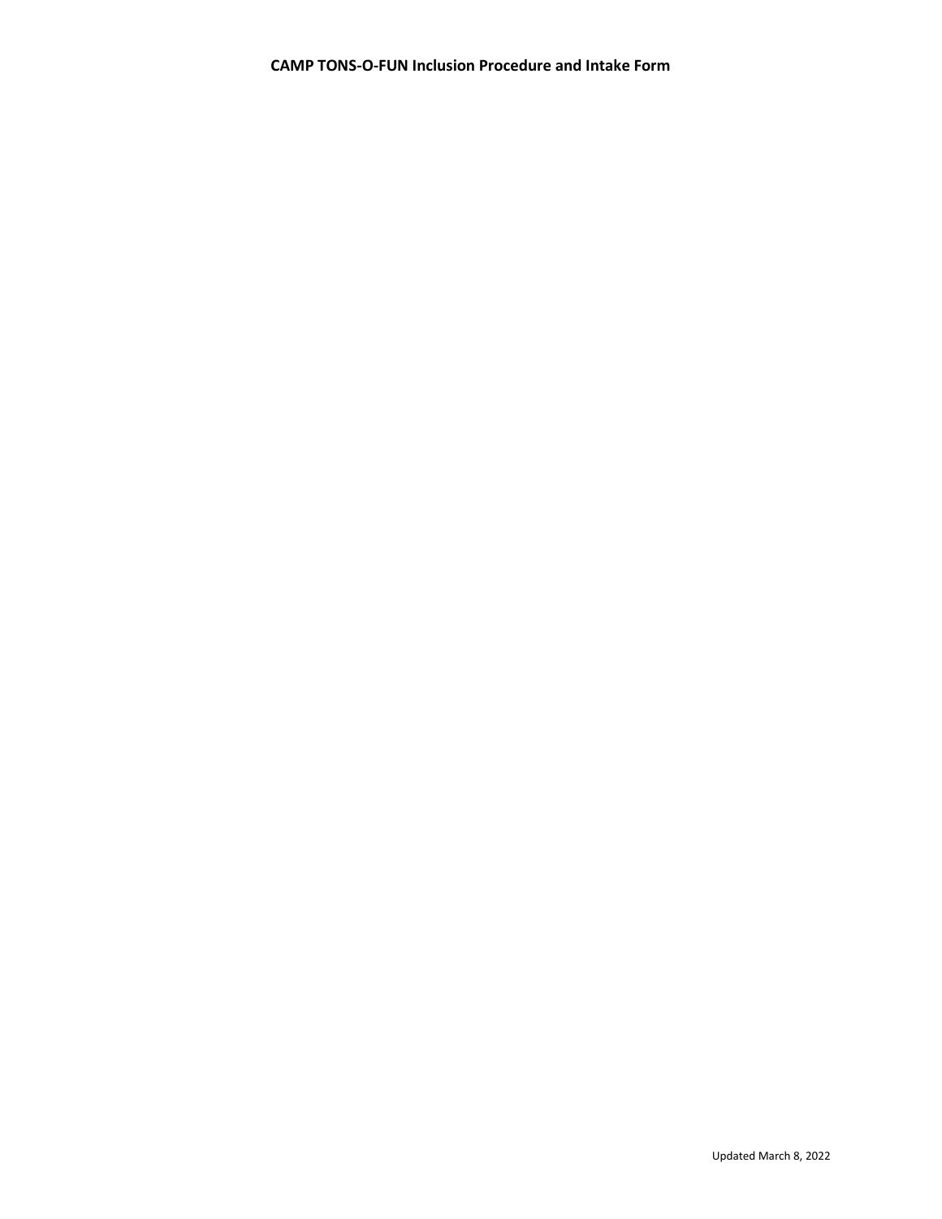**CAMP TONS-O-FUN Inclusion Procedure and Intake Form**

Updated March 8, 2022